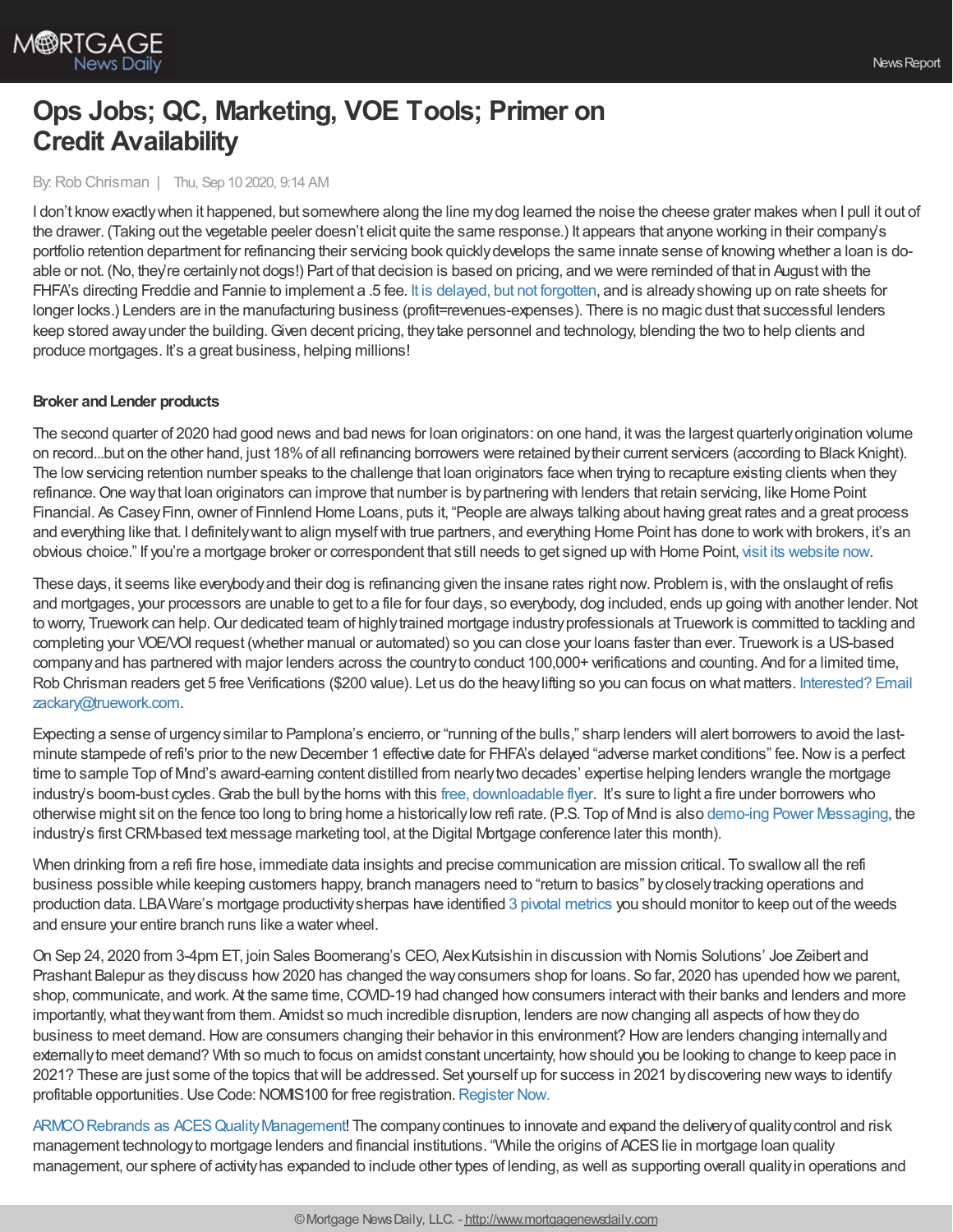# Ops Jobs; QC, Marketing, VOE Tools; Primer on Credit Availability

By: Rob Chrisman | Thu, Sep 10 2020, 9:14 AM

I don't know exactly when it happened, but somewhere along the line my dog learned the noise the cheese grater makes when I pull it out of the drawer. (Taking out the vegetable peeler doesn't elicit quite the same response.) It appears that anyone working in their company's portfolio retention department for refinancing their servicing book quickly develops the same innate sense of knowing whether a loan is do-able or not. (No, they're certainly not dogs!) Part of that decision is based on pricing, and we were reminded of that in August with the FHFA's directing Freddie and Fannie to implement a .5 fee. It is delayed, but not forgotten, and is already showing up on rate sheets for longer locks.) Lenders are in the manufacturing business (profit=revenues-expenses). There is no magic dust that successful lenders keep stored away under the building. Given decent pricing, they take personnel and technology, blending the two to help clients and produce mortgages. It's a great business, helping millions!

**Broker and Lender products**

The second quarter of 2020 had good news and bad news for loan originators: on one hand, it was the largest quarterly origination volume on record...but on the other hand, just 18% of all refinancing borrowers were retained by their current servicers (according to Black Knight). The low servicing retention number speaks to the challenge that loan originators face when trying to recapture existing clients when they refinance. One way that loan originators can improve that number is by partnering with lenders that retain servicing, like Home Point Financial. As Casey Finn, owner of Finnlend Home Loans, puts it, "People are always talking about having great rates and a great process and everything like that. I definitely want to align myself with true partners, and everything Home Point has done to work with brokers, it's an obvious choice." If you're a mortgage broker or correspondent that still needs to get signed up with Home Point, visit its website now.

These days, it seems like everybody and their dog is refinancing given the insane rates right now. Problem is, with the onslaught of refis and mortgages, your processors are unable to get to a file for four days, so everybody, dog included, ends up going with another lender. Not to worry, Truework can help. Our dedicated team of highly trained mortgage industry professionals at Truework is committed to tackling and completing your VOE/VOI request (whether manual or automated) so you can close your loans faster than ever. Truework is a US-based company and has partnered with major lenders across the country to conduct 100,000+ verifications and counting. And for a limited time, Rob Chrisman readers get 5 free Verifications ($200 value). Let us do the heavy lifting so you can focus on what matters. Interested? Email zackary@truework.com.

Expecting a sense of urgency similar to Pamplona's encierro, or "running of the bulls," sharp lenders will alert borrowers to avoid the last-minute stampede of refi's prior to the new December 1 effective date for FHFA's delayed "adverse market conditions" fee. Now is a perfect time to sample Top of Mind's award-earning content distilled from nearly two decades' expertise helping lenders wrangle the mortgage industry's boom-bust cycles. Grab the bull by the horns with this free, downloadable flyer. It's sure to light a fire under borrowers who otherwise might sit on the fence too long to bring home a historically low refi rate. (P.S. Top of Mind is also demo-ing Power Messaging, the industry's first CRM-based text message marketing tool, at the Digital Mortgage conference later this month).

When drinking from a refi fire hose, immediate data insights and precise communication are mission critical. To swallow all the refi business possible while keeping customers happy, branch managers need to "return to basics" by closely tracking operations and production data. LBA Ware's mortgage productivity sherpas have identified 3 pivotal metrics you should monitor to keep out of the weeds and ensure your entire branch runs like a water wheel.

On Sep 24, 2020 from 3-4pm ET, join Sales Boomerang's CEO, Alex Kutsishin in discussion with Nomis Solutions' Joe Zeibert and Prashant Balepur as they discuss how 2020 has changed the way consumers shop for loans. So far, 2020 has upended how we parent, shop, communicate, and work. At the same time, COVID-19 had changed how consumers interact with their banks and lenders and more importantly, what they want from them. Amidst so much incredible disruption, lenders are now changing all aspects of how they do business to meet demand. How are consumers changing their behavior in this environment? How are lenders changing internally and externally to meet demand? With so much to focus on amidst constant uncertainty, how should you be looking to change to keep pace in 2021? These are just some of the topics that will be addressed. Set yourself up for success in 2021 by discovering new ways to identify profitable opportunities. Use Code: NOMIS100 for free registration. Register Now.

ARMCO Rebrands as ACES Quality Management! The company continues to innovate and expand the delivery of quality control and risk management technology to mortgage lenders and financial institutions. "While the origins of ACES lie in mortgage loan quality management, our sphere of activity has expanded to include other types of lending, as well as supporting overall quality in operations and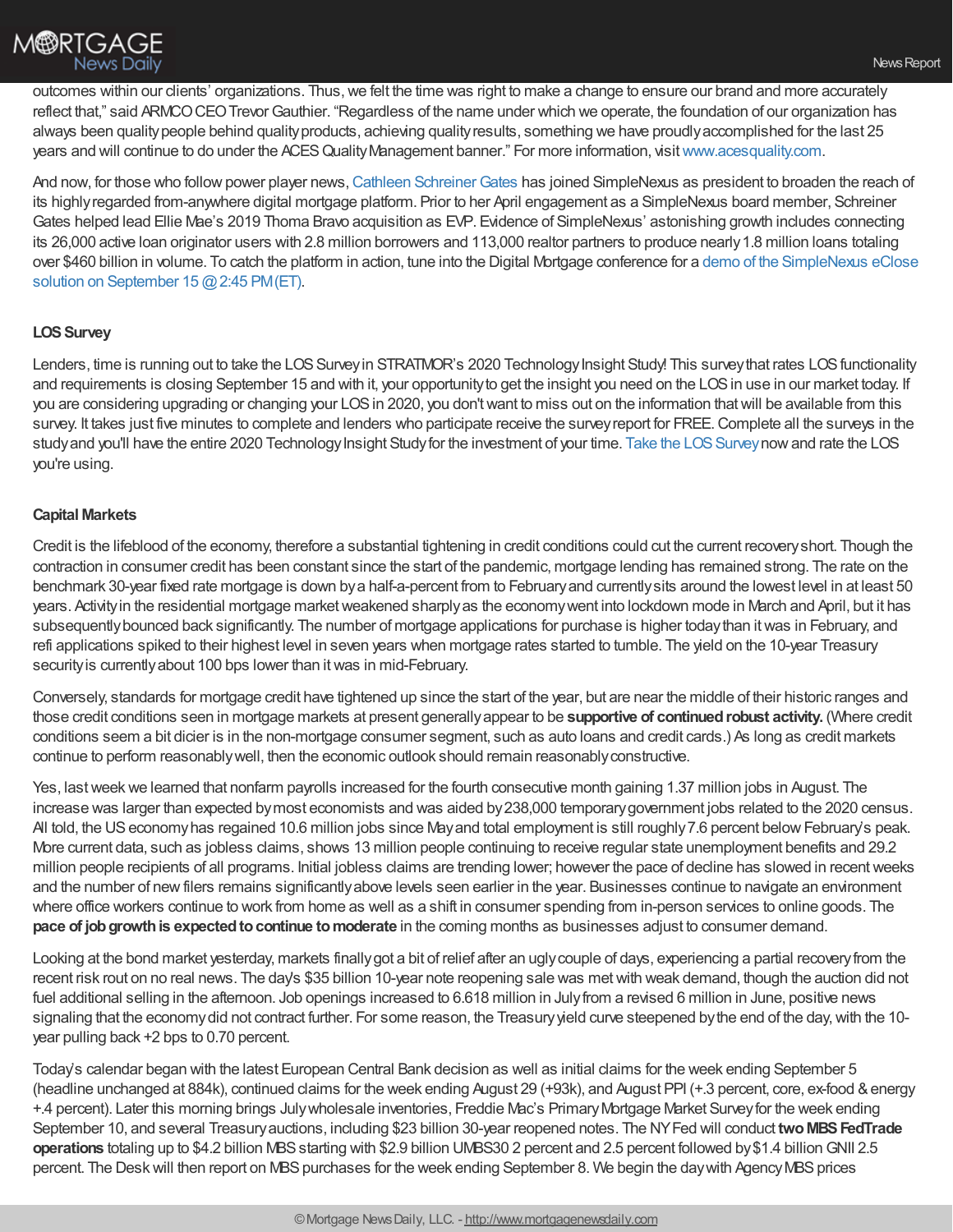outcomes within our clients' organizations. Thus, we felt the time was right to make a change to ensure our brand and more accurately reflect that," said ARMCO CEO Trevor Gauthier. "Regardless of the name under which we operate, the foundation of our organization has always been quality people behind quality products, achieving quality results, something we have proudly accomplished for the last 25 years and will continue to do under the ACES Quality Management banner." For more information, visit www.acesquality.com.

And now, for those who follow power player news, Cathleen Schreiner Gates has joined SimpleNexus as president to broaden the reach of its highly regarded from-anywhere digital mortgage platform. Prior to her April engagement as a SimpleNexus board member, Schreiner Gates helped lead Ellie Mae's 2019 Thoma Bravo acquisition as EVP. Evidence of SimpleNexus' astonishing growth includes connecting its 26,000 active loan originator users with 2.8 million borrowers and 113,000 realtor partners to produce nearly 1.8 million loans totaling over $460 billion in volume. To catch the platform in action, tune into the Digital Mortgage conference for a demo of the SimpleNexus eClose solution on September 15 @ 2:45 PM (ET).

**LOS Survey**

Lenders, time is running out to take the LOS Survey in STRATMOR's 2020 Technology Insight Study! This survey that rates LOS functionality and requirements is closing September 15 and with it, your opportunity to get the insight you need on the LOS in use in our market today. If you are considering upgrading or changing your LOS in 2020, you don't want to miss out on the information that will be available from this survey. It takes just five minutes to complete and lenders who participate receive the survey report for FREE. Complete all the surveys in the study and you'll have the entire 2020 Technology Insight Study for the investment of your time. Take the LOS Survey now and rate the LOS you're using.

**Capital Markets**

Credit is the lifeblood of the economy, therefore a substantial tightening in credit conditions could cut the current recovery short. Though the contraction in consumer credit has been constant since the start of the pandemic, mortgage lending has remained strong. The rate on the benchmark 30-year fixed rate mortgage is down by a half-a-percent from to February and currently sits around the lowest level in at least 50 years. Activity in the residential mortgage market weakened sharply as the economy went into lockdown mode in March and April, but it has subsequently bounced back significantly. The number of mortgage applications for purchase is higher today than it was in February, and refi applications spiked to their highest level in seven years when mortgage rates started to tumble. The yield on the 10-year Treasury security is currently about 100 bps lower than it was in mid-February.

Conversely, standards for mortgage credit have tightened up since the start of the year, but are near the middle of their historic ranges and those credit conditions seen in mortgage markets at present generally appear to be **supportive of continued robust activity.** (Where credit conditions seem a bit dicier is in the non-mortgage consumer segment, such as auto loans and credit cards.) As long as credit markets continue to perform reasonably well, then the economic outlook should remain reasonably constructive.

Yes, last week we learned that nonfarm payrolls increased for the fourth consecutive month gaining 1.37 million jobs in August. The increase was larger than expected by most economists and was aided by 238,000 temporary government jobs related to the 2020 census. All told, the US economy has regained 10.6 million jobs since May and total employment is still roughly 7.6 percent below February's peak. More current data, such as jobless claims, shows 13 million people continuing to receive regular state unemployment benefits and 29.2 million people recipients of all programs. Initial jobless claims are trending lower; however the pace of decline has slowed in recent weeks and the number of new filers remains significantly above levels seen earlier in the year. Businesses continue to navigate an environment where office workers continue to work from home as well as a shift in consumer spending from in-person services to online goods. The **pace of job growth is expected to continue to moderate** in the coming months as businesses adjust to consumer demand.

Looking at the bond market yesterday, markets finally got a bit of relief after an ugly couple of days, experiencing a partial recovery from the recent risk rout on no real news. The day's $35 billion 10-year note reopening sale was met with weak demand, though the auction did not fuel additional selling in the afternoon. Job openings increased to 6.618 million in July from a revised 6 million in June, positive news signaling that the economy did not contract further. For some reason, the Treasury yield curve steepened by the end of the day, with the 10-year pulling back +2 bps to 0.70 percent.

Today's calendar began with the latest European Central Bank decision as well as initial claims for the week ending September 5 (headline unchanged at 884k), continued claims for the week ending August 29 (+93k), and August PPI (+.3 percent, core, ex-food & energy +.4 percent). Later this morning brings July wholesale inventories, Freddie Mac's Primary Mortgage Market Survey for the week ending September 10, and several Treasury auctions, including $23 billion 30-year reopened notes. The NY Fed will conduct **two MBS FedTrade operations** totaling up to $4.2 billion MBS starting with $2.9 billion UMBS30 2 percent and 2.5 percent followed by $1.4 billion GNII 2.5 percent. The Desk will then report on MBS purchases for the week ending September 8. We begin the day with Agency MBS prices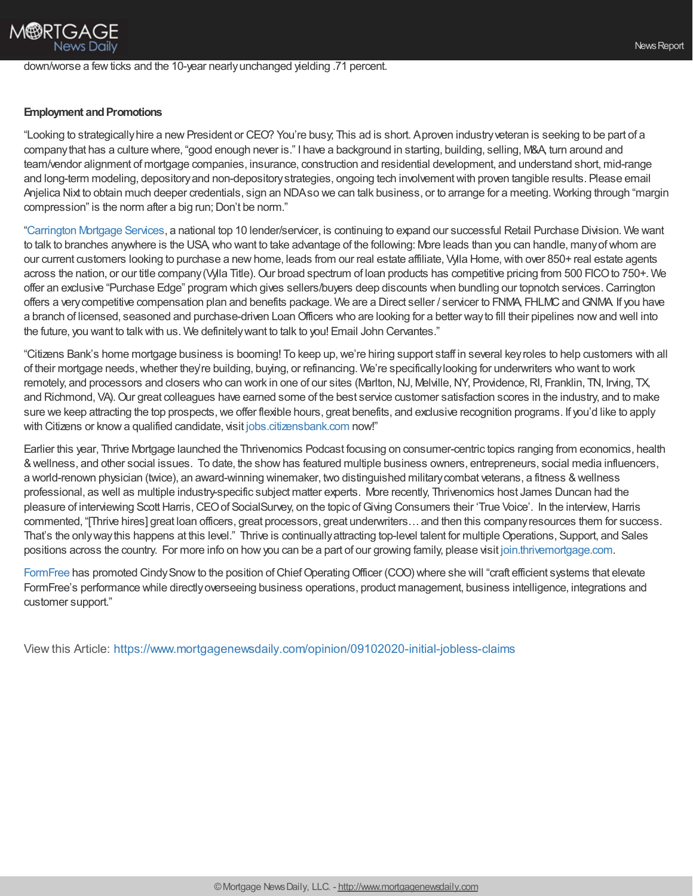down/worse a few ticks and the 10-year nearly unchanged yielding .71 percent.

**Employment and Promotions**

"Looking to strategically hire a new President or CEO? You're busy; This ad is short. A proven industry veteran is seeking to be part of a company that has a culture where, "good enough never is." I have a background in starting, building, selling, M&A, turn around and team/vendor alignment of mortgage companies, insurance, construction and residential development, and understand short, mid-range and long-term modeling, depository and non-depository strategies, ongoing tech involvement with proven tangible results. Please email Anjelica Nixt to obtain much deeper credentials, sign an NDA so we can talk business, or to arrange for a meeting. Working through "margin compression" is the norm after a big run; Don't be norm."

"Carrington Mortgage Services, a national top 10 lender/servicer, is continuing to expand our successful Retail Purchase Division. We want to talk to branches anywhere is the USA, who want to take advantage of the following: More leads than you can handle, many of whom are our current customers looking to purchase a new home, leads from our real estate affiliate, Vylla Home, with over 850+ real estate agents across the nation, or our title company (Vylla Title). Our broad spectrum of loan products has competitive pricing from 500 FICO to 750+. We offer an exclusive "Purchase Edge" program which gives sellers/buyers deep discounts when bundling our topnotch services. Carrington offers a very competitive compensation plan and benefits package. We are a Direct seller / servicer to FNMA, FHLMC and GNMA. If you have a branch of licensed, seasoned and purchase-driven Loan Officers who are looking for a better way to fill their pipelines now and well into the future, you want to talk with us. We definitely want to talk to you! Email John Cervantes."

"Citizens Bank's home mortgage business is booming! To keep up, we're hiring support staff in several key roles to help customers with all of their mortgage needs, whether they're building, buying, or refinancing. We're specifically looking for underwriters who want to work remotely, and processors and closers who can work in one of our sites (Marlton, NJ, Melville, NY, Providence, RI, Franklin, TN, Irving, TX, and Richmond, VA). Our great colleagues have earned some of the best service customer satisfaction scores in the industry, and to make sure we keep attracting the top prospects, we offer flexible hours, great benefits, and exclusive recognition programs. If you'd like to apply with Citizens or know a qualified candidate, visit jobs.citizensbank.com now!"

Earlier this year, Thrive Mortgage launched the Thrivenomics Podcast focusing on consumer-centric topics ranging from economics, health & wellness, and other social issues. To date, the show has featured multiple business owners, entrepreneurs, social media influencers, a world-renown physician (twice), an award-winning winemaker, two distinguished military combat veterans, a fitness & wellness professional, as well as multiple industry-specific subject matter experts. More recently, Thrivenomics host James Duncan had the pleasure of interviewing Scott Harris, CEO of SocialSurvey, on the topic of Giving Consumers their 'True Voice'. In the interview, Harris commented, "[Thrive hires] great loan officers, great processors, great underwriters… and then this company resources them for success. That's the only way this happens at this level." Thrive is continually attracting top-level talent for multiple Operations, Support, and Sales positions across the country. For more info on how you can be a part of our growing family, please visit join.thrivemortgage.com.

FormFree has promoted Cindy Snow to the position of Chief Operating Officer (COO) where she will "craft efficient systems that elevate FormFree's performance while directly overseeing business operations, product management, business intelligence, integrations and customer support."

View this Article: https://www.mortgagenewsdaily.com/opinion/09102020-initial-jobless-claims